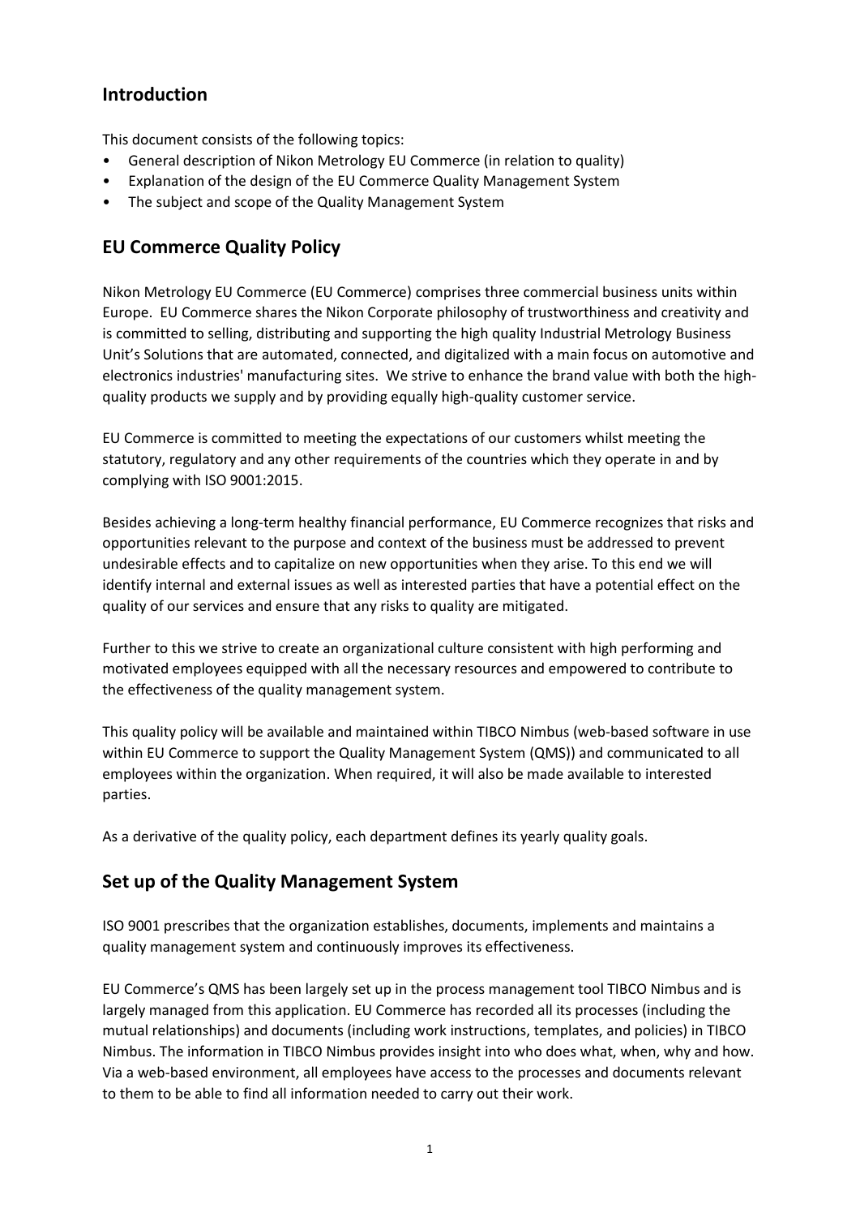## Introduction

This document consists of the following topics:

- General description of Nikon Metrology EU Commerce (in relation to quality)
- Explanation of the design of the EU Commerce Quality Management System
- The subject and scope of the Quality Management System

## EU Commerce Quality Policy

Nikon Metrology EU Commerce (EU Commerce) comprises three commercial business units within Europe. EU Commerce shares the Nikon Corporate philosophy of trustworthiness and creativity and is committed to selling, distributing and supporting the high quality Industrial Metrology Business Unit's Solutions that are automated, connected, and digitalized with a main focus on automotive and electronics industries' manufacturing sites. We strive to enhance the brand value with both the high-quality products we supply and by providing equally high-quality customer service.

EU Commerce is committed to meeting the expectations of our customers whilst meeting the statutory, regulatory and any other requirements of the countries which they operate in and by complying with ISO 9001:2015.

Besides achieving a long-term healthy financial performance, EU Commerce recognizes that risks and opportunities relevant to the purpose and context of the business must be addressed to prevent undesirable effects and to capitalize on new opportunities when they arise. To this end we will identify internal and external issues as well as interested parties that have a potential effect on the quality of our services and ensure that any risks to quality are mitigated.

Further to this we strive to create an organizational culture consistent with high performing and motivated employees equipped with all the necessary resources and empowered to contribute to the effectiveness of the quality management system.

This quality policy will be available and maintained within TIBCO Nimbus (web-based software in use within EU Commerce to support the Quality Management System (QMS)) and communicated to all employees within the organization. When required, it will also be made available to interested parties.

As a derivative of the quality policy, each department defines its yearly quality goals.

## Set up of the Quality Management System

ISO 9001 prescribes that the organization establishes, documents, implements and maintains a quality management system and continuously improves its effectiveness.

EU Commerce's QMS has been largely set up in the process management tool TIBCO Nimbus and is largely managed from this application. EU Commerce has recorded all its processes (including the mutual relationships) and documents (including work instructions, templates, and policies) in TIBCO Nimbus. The information in TIBCO Nimbus provides insight into who does what, when, why and how. Via a web-based environment, all employees have access to the processes and documents relevant to them to be able to find all information needed to carry out their work.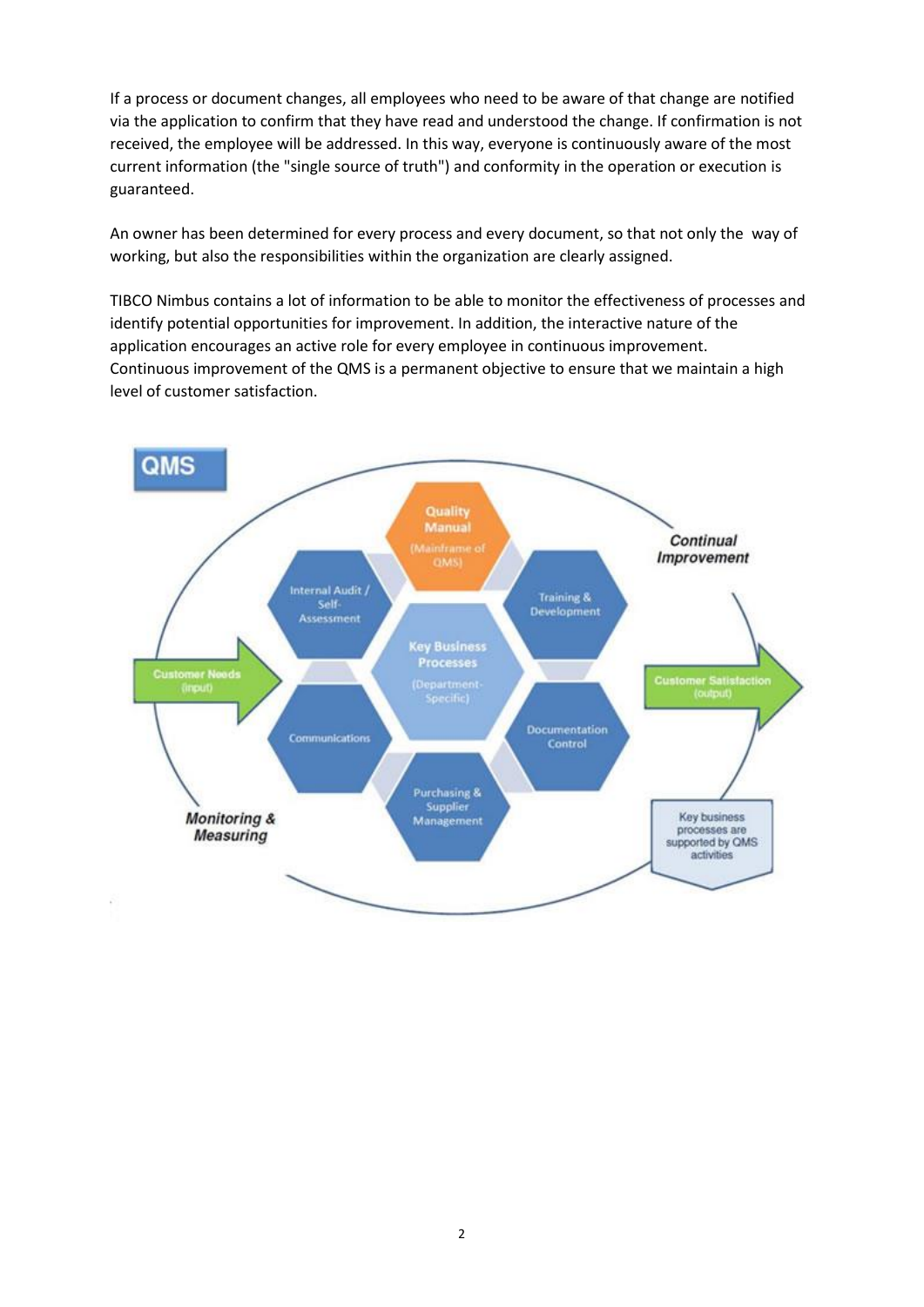If a process or document changes, all employees who need to be aware of that change are notified via the application to confirm that they have read and understood the change. If confirmation is not received, the employee will be addressed. In this way, everyone is continuously aware of the most current information (the "single source of truth") and conformity in the operation or execution is guaranteed.

An owner has been determined for every process and every document, so that not only the way of working, but also the responsibilities within the organization are clearly assigned.

TIBCO Nimbus contains a lot of information to be able to monitor the effectiveness of processes and identify potential opportunities for improvement. In addition, the interactive nature of the application encourages an active role for every employee in continuous improvement. Continuous improvement of the QMS is a permanent objective to ensure that we maintain a high level of customer satisfaction.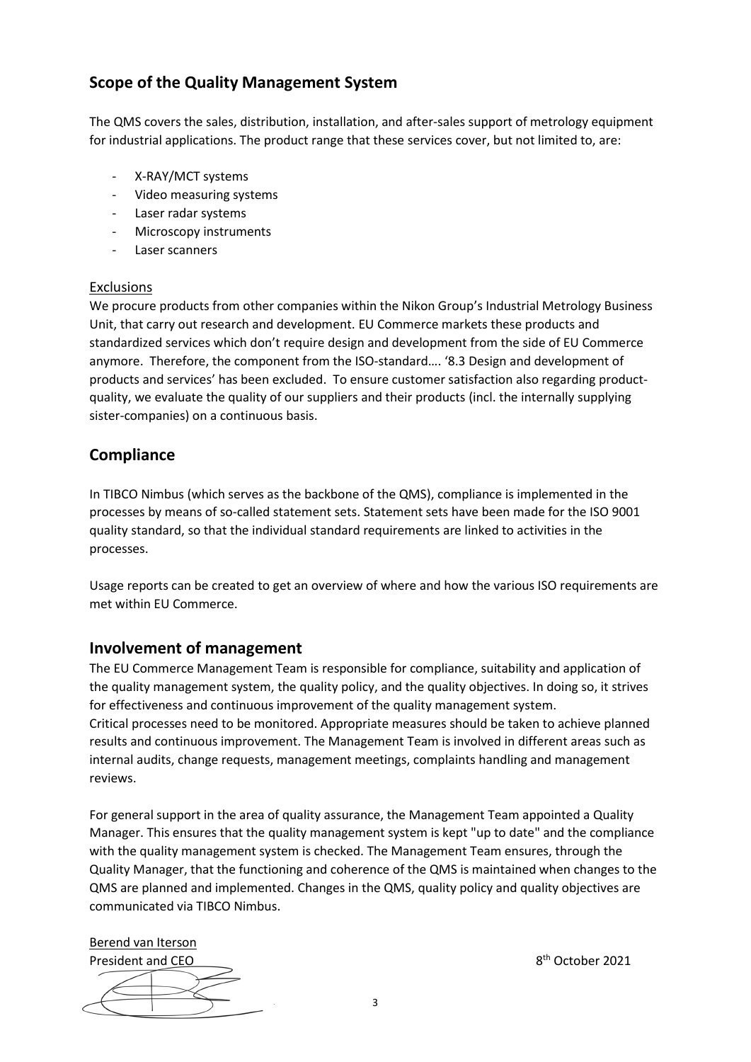## Scope of the Quality Management System

The QMS covers the sales, distribution, installation, and after-sales support of metrology equipment for industrial applications. The product range that these services cover, but not limited to, are:

- X-RAY/MCT systems
- Video measuring systems
- Laser radar systems
- Microscopy instruments
- Laser scanners

Exclusions

We procure products from other companies within the Nikon Group's Industrial Metrology Business Unit, that carry out research and development. EU Commerce markets these products and standardized services which don't require design and development from the side of EU Commerce anymore. Therefore, the component from the ISO-standard…. '8.3 Design and development of products and services' has been excluded. To ensure customer satisfaction also regarding product-quality, we evaluate the quality of our suppliers and their products (incl. the internally supplying sister-companies) on a continuous basis.

## Compliance

In TIBCO Nimbus (which serves as the backbone of the QMS), compliance is implemented in the processes by means of so-called statement sets. Statement sets have been made for the ISO 9001 quality standard, so that the individual standard requirements are linked to activities in the processes.

Usage reports can be created to get an overview of where and how the various ISO requirements are met within EU Commerce.

## Involvement of management

The EU Commerce Management Team is responsible for compliance, suitability and application of the quality management system, the quality policy, and the quality objectives. In doing so, it strives for effectiveness and continuous improvement of the quality management system.
Critical processes need to be monitored. Appropriate measures should be taken to achieve planned results and continuous improvement. The Management Team is involved in different areas such as internal audits, change requests, management meetings, complaints handling and management reviews.

For general support in the area of quality assurance, the Management Team appointed a Quality Manager. This ensures that the quality management system is kept "up to date" and the compliance with the quality management system is checked. The Management Team ensures, through the Quality Manager, that the functioning and coherence of the QMS is maintained when changes to the QMS are planned and implemented. Changes in the QMS, quality policy and quality objectives are communicated via TIBCO Nimbus.

Berend van Iterson
President and CEO

8th October 2021